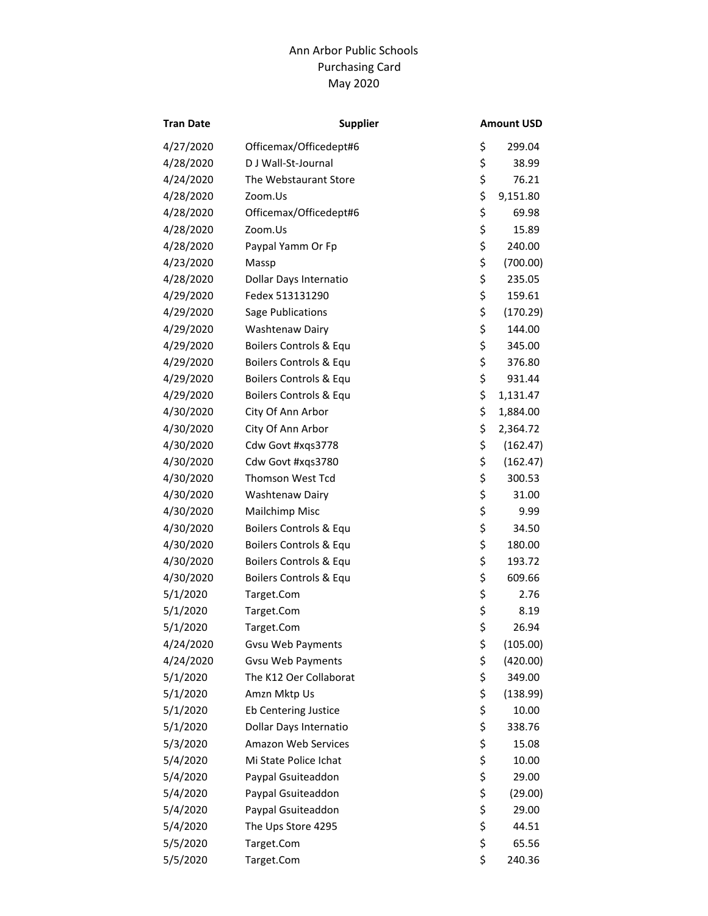# Ann Arbor Public Schools
## Purchasing Card
## May 2020

| Tran Date | Supplier | Amount USD |
|---|---|---|
| 4/27/2020 | Officemax/Officedept#6 | $ 299.04 |
| 4/28/2020 | D J Wall-St-Journal | $ 38.99 |
| 4/24/2020 | The Webstaurant Store | $ 76.21 |
| 4/28/2020 | Zoom.Us | $ 9,151.80 |
| 4/28/2020 | Officemax/Officedept#6 | $ 69.98 |
| 4/28/2020 | Zoom.Us | $ 15.89 |
| 4/28/2020 | Paypal Yamm Or Fp | $ 240.00 |
| 4/23/2020 | Massp | $ (700.00) |
| 4/28/2020 | Dollar Days Internatio | $ 235.05 |
| 4/29/2020 | Fedex 513131290 | $ 159.61 |
| 4/29/2020 | Sage Publications | $ (170.29) |
| 4/29/2020 | Washtenaw Dairy | $ 144.00 |
| 4/29/2020 | Boilers Controls & Equ | $ 345.00 |
| 4/29/2020 | Boilers Controls & Equ | $ 376.80 |
| 4/29/2020 | Boilers Controls & Equ | $ 931.44 |
| 4/29/2020 | Boilers Controls & Equ | $ 1,131.47 |
| 4/30/2020 | City Of Ann Arbor | $ 1,884.00 |
| 4/30/2020 | City Of Ann Arbor | $ 2,364.72 |
| 4/30/2020 | Cdw Govt #xqs3778 | $ (162.47) |
| 4/30/2020 | Cdw Govt #xqs3780 | $ (162.47) |
| 4/30/2020 | Thomson West Tcd | $ 300.53 |
| 4/30/2020 | Washtenaw Dairy | $ 31.00 |
| 4/30/2020 | Mailchimp Misc | $ 9.99 |
| 4/30/2020 | Boilers Controls & Equ | $ 34.50 |
| 4/30/2020 | Boilers Controls & Equ | $ 180.00 |
| 4/30/2020 | Boilers Controls & Equ | $ 193.72 |
| 4/30/2020 | Boilers Controls & Equ | $ 609.66 |
| 5/1/2020 | Target.Com | $ 2.76 |
| 5/1/2020 | Target.Com | $ 8.19 |
| 5/1/2020 | Target.Com | $ 26.94 |
| 4/24/2020 | Gvsu Web Payments | $ (105.00) |
| 4/24/2020 | Gvsu Web Payments | $ (420.00) |
| 5/1/2020 | The K12 Oer Collaborat | $ 349.00 |
| 5/1/2020 | Amzn Mktp Us | $ (138.99) |
| 5/1/2020 | Eb Centering Justice | $ 10.00 |
| 5/1/2020 | Dollar Days Internatio | $ 338.76 |
| 5/3/2020 | Amazon Web Services | $ 15.08 |
| 5/4/2020 | Mi State Police Ichat | $ 10.00 |
| 5/4/2020 | Paypal Gsuiteaddon | $ 29.00 |
| 5/4/2020 | Paypal Gsuiteaddon | $ (29.00) |
| 5/4/2020 | Paypal Gsuiteaddon | $ 29.00 |
| 5/4/2020 | The Ups Store 4295 | $ 44.51 |
| 5/5/2020 | Target.Com | $ 65.56 |
| 5/5/2020 | Target.Com | $ 240.36 |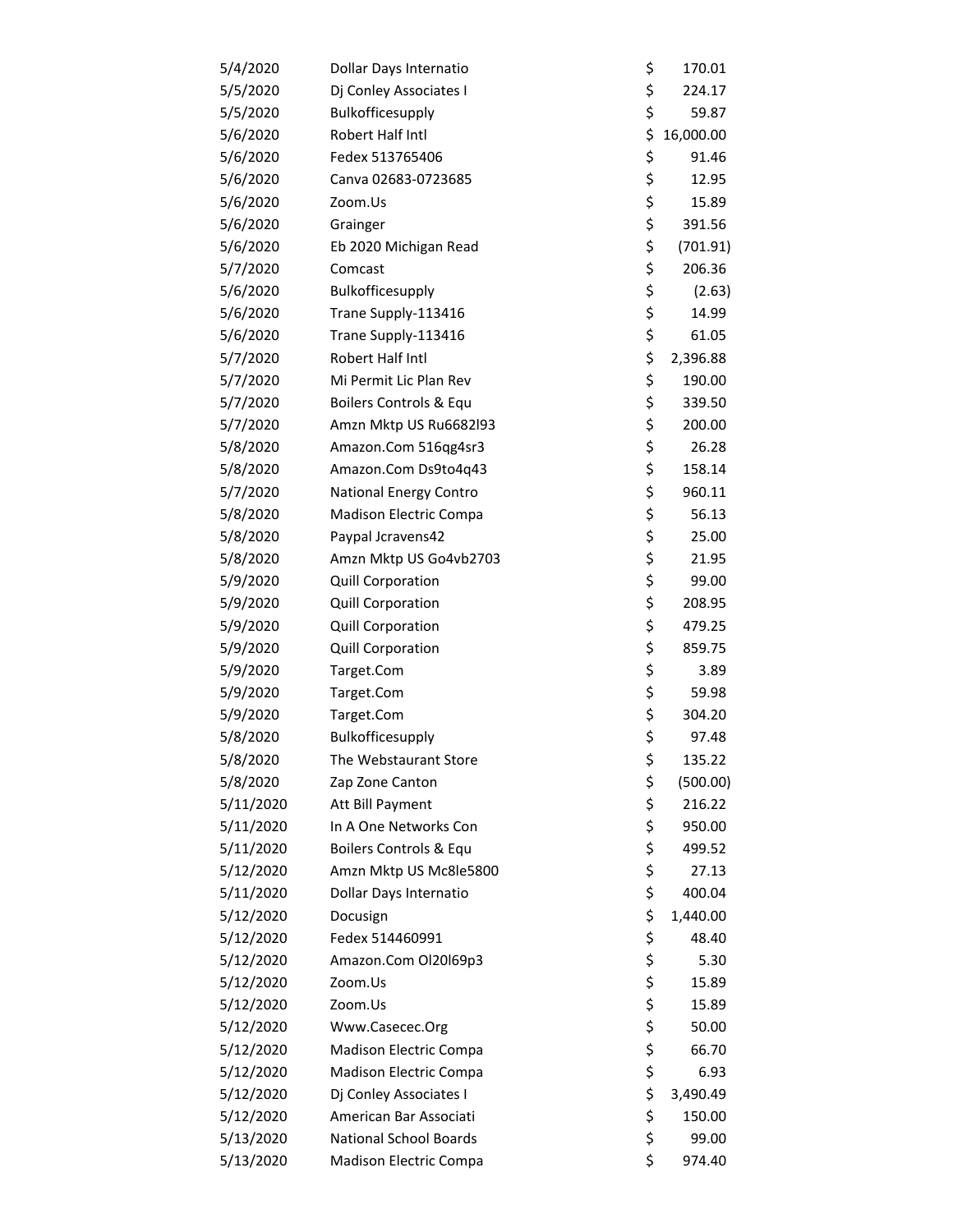| | | | |
|---|---|---|---|
| 5/4/2020 | Dollar Days Internatio | $ | 170.01 |
| 5/5/2020 | Dj Conley Associates I | $ | 224.17 |
| 5/5/2020 | Bulkofficesupply | $ | 59.87 |
| 5/6/2020 | Robert Half Intl | $ | 16,000.00 |
| 5/6/2020 | Fedex 513765406 | $ | 91.46 |
| 5/6/2020 | Canva 02683-0723685 | $ | 12.95 |
| 5/6/2020 | Zoom.Us | $ | 15.89 |
| 5/6/2020 | Grainger | $ | 391.56 |
| 5/6/2020 | Eb 2020 Michigan Read | $ | (701.91) |
| 5/7/2020 | Comcast | $ | 206.36 |
| 5/6/2020 | Bulkofficesupply | $ | (2.63) |
| 5/6/2020 | Trane Supply-113416 | $ | 14.99 |
| 5/6/2020 | Trane Supply-113416 | $ | 61.05 |
| 5/7/2020 | Robert Half Intl | $ | 2,396.88 |
| 5/7/2020 | Mi Permit Lic Plan Rev | $ | 190.00 |
| 5/7/2020 | Boilers Controls & Equ | $ | 339.50 |
| 5/7/2020 | Amzn Mktp US Ru6682l93 | $ | 200.00 |
| 5/8/2020 | Amazon.Com 516qg4sr3 | $ | 26.28 |
| 5/8/2020 | Amazon.Com Ds9to4q43 | $ | 158.14 |
| 5/7/2020 | National Energy Contro | $ | 960.11 |
| 5/8/2020 | Madison Electric Compa | $ | 56.13 |
| 5/8/2020 | Paypal Jcravens42 | $ | 25.00 |
| 5/8/2020 | Amzn Mktp US Go4vb2703 | $ | 21.95 |
| 5/9/2020 | Quill Corporation | $ | 99.00 |
| 5/9/2020 | Quill Corporation | $ | 208.95 |
| 5/9/2020 | Quill Corporation | $ | 479.25 |
| 5/9/2020 | Quill Corporation | $ | 859.75 |
| 5/9/2020 | Target.Com | $ | 3.89 |
| 5/9/2020 | Target.Com | $ | 59.98 |
| 5/9/2020 | Target.Com | $ | 304.20 |
| 5/8/2020 | Bulkofficesupply | $ | 97.48 |
| 5/8/2020 | The Webstaurant Store | $ | 135.22 |
| 5/8/2020 | Zap Zone Canton | $ | (500.00) |
| 5/11/2020 | Att Bill Payment | $ | 216.22 |
| 5/11/2020 | In A One Networks Con | $ | 950.00 |
| 5/11/2020 | Boilers Controls & Equ | $ | 499.52 |
| 5/12/2020 | Amzn Mktp US Mc8le5800 | $ | 27.13 |
| 5/11/2020 | Dollar Days Internatio | $ | 400.04 |
| 5/12/2020 | Docusign | $ | 1,440.00 |
| 5/12/2020 | Fedex 514460991 | $ | 48.40 |
| 5/12/2020 | Amazon.Com Ol20l69p3 | $ | 5.30 |
| 5/12/2020 | Zoom.Us | $ | 15.89 |
| 5/12/2020 | Zoom.Us | $ | 15.89 |
| 5/12/2020 | Www.Casecec.Org | $ | 50.00 |
| 5/12/2020 | Madison Electric Compa | $ | 66.70 |
| 5/12/2020 | Madison Electric Compa | $ | 6.93 |
| 5/12/2020 | Dj Conley Associates I | $ | 3,490.49 |
| 5/12/2020 | American Bar Associati | $ | 150.00 |
| 5/13/2020 | National School Boards | $ | 99.00 |
| 5/13/2020 | Madison Electric Compa | $ | 974.40 |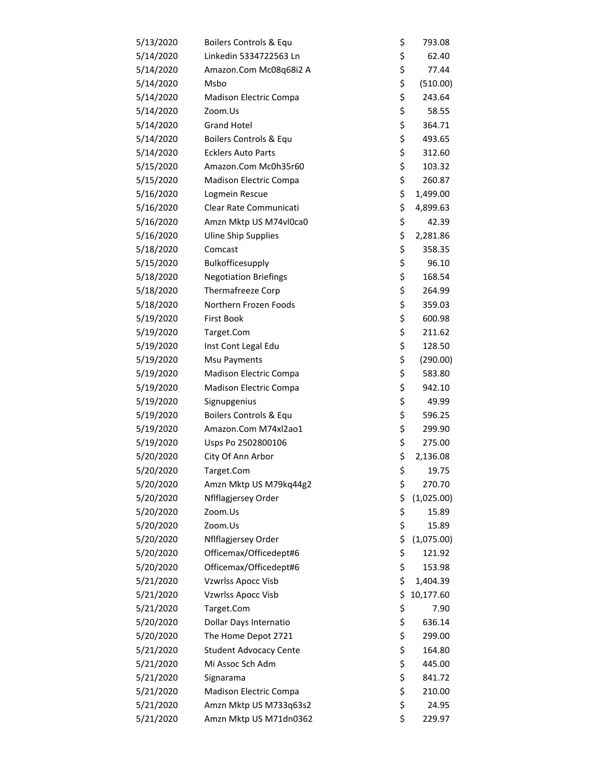| | | |
|---|---|---|
| 5/13/2020 | Boilers Controls & Equ | $ 793.08 |
| 5/14/2020 | Linkedin 5334722563 Ln | $ 62.40 |
| 5/14/2020 | Amazon.Com Mc08q68i2 A | $ 77.44 |
| 5/14/2020 | Msbo | $ (510.00) |
| 5/14/2020 | Madison Electric Compa | $ 243.64 |
| 5/14/2020 | Zoom.Us | $ 58.55 |
| 5/14/2020 | Grand Hotel | $ 364.71 |
| 5/14/2020 | Boilers Controls & Equ | $ 493.65 |
| 5/14/2020 | Ecklers Auto Parts | $ 312.60 |
| 5/15/2020 | Amazon.Com Mc0h35r60 | $ 103.32 |
| 5/15/2020 | Madison Electric Compa | $ 260.87 |
| 5/16/2020 | Logmein Rescue | $ 1,499.00 |
| 5/16/2020 | Clear Rate Communicati | $ 4,899.63 |
| 5/16/2020 | Amzn Mktp US M74vl0ca0 | $ 42.39 |
| 5/16/2020 | Uline Ship Supplies | $ 2,281.86 |
| 5/18/2020 | Comcast | $ 358.35 |
| 5/15/2020 | Bulkofficesupply | $ 96.10 |
| 5/18/2020 | Negotiation Briefings | $ 168.54 |
| 5/18/2020 | Thermafreeze Corp | $ 264.99 |
| 5/18/2020 | Northern Frozen Foods | $ 359.03 |
| 5/19/2020 | First Book | $ 600.98 |
| 5/19/2020 | Target.Com | $ 211.62 |
| 5/19/2020 | Inst Cont Legal Edu | $ 128.50 |
| 5/19/2020 | Msu Payments | $ (290.00) |
| 5/19/2020 | Madison Electric Compa | $ 583.80 |
| 5/19/2020 | Madison Electric Compa | $ 942.10 |
| 5/19/2020 | Signupgenius | $ 49.99 |
| 5/19/2020 | Boilers Controls & Equ | $ 596.25 |
| 5/19/2020 | Amazon.Com M74xl2ao1 | $ 299.90 |
| 5/19/2020 | Usps Po 2502800106 | $ 275.00 |
| 5/20/2020 | City Of Ann Arbor | $ 2,136.08 |
| 5/20/2020 | Target.Com | $ 19.75 |
| 5/20/2020 | Amzn Mktp US M79kq44g2 | $ 270.70 |
| 5/20/2020 | Nflflagjersey Order | $ (1,025.00) |
| 5/20/2020 | Zoom.Us | $ 15.89 |
| 5/20/2020 | Zoom.Us | $ 15.89 |
| 5/20/2020 | Nflflagjersey Order | $ (1,075.00) |
| 5/20/2020 | Officemax/Officedept#6 | $ 121.92 |
| 5/20/2020 | Officemax/Officedept#6 | $ 153.98 |
| 5/21/2020 | Vzwrlss Apocc Visb | $ 1,404.39 |
| 5/21/2020 | Vzwrlss Apocc Visb | $ 10,177.60 |
| 5/21/2020 | Target.Com | $ 7.90 |
| 5/20/2020 | Dollar Days Internatio | $ 636.14 |
| 5/20/2020 | The Home Depot 2721 | $ 299.00 |
| 5/21/2020 | Student Advocacy Cente | $ 164.80 |
| 5/21/2020 | Mi Assoc Sch Adm | $ 445.00 |
| 5/21/2020 | Signarama | $ 841.72 |
| 5/21/2020 | Madison Electric Compa | $ 210.00 |
| 5/21/2020 | Amzn Mktp US M733q63s2 | $ 24.95 |
| 5/21/2020 | Amzn Mktp US M71dn0362 | $ 229.97 |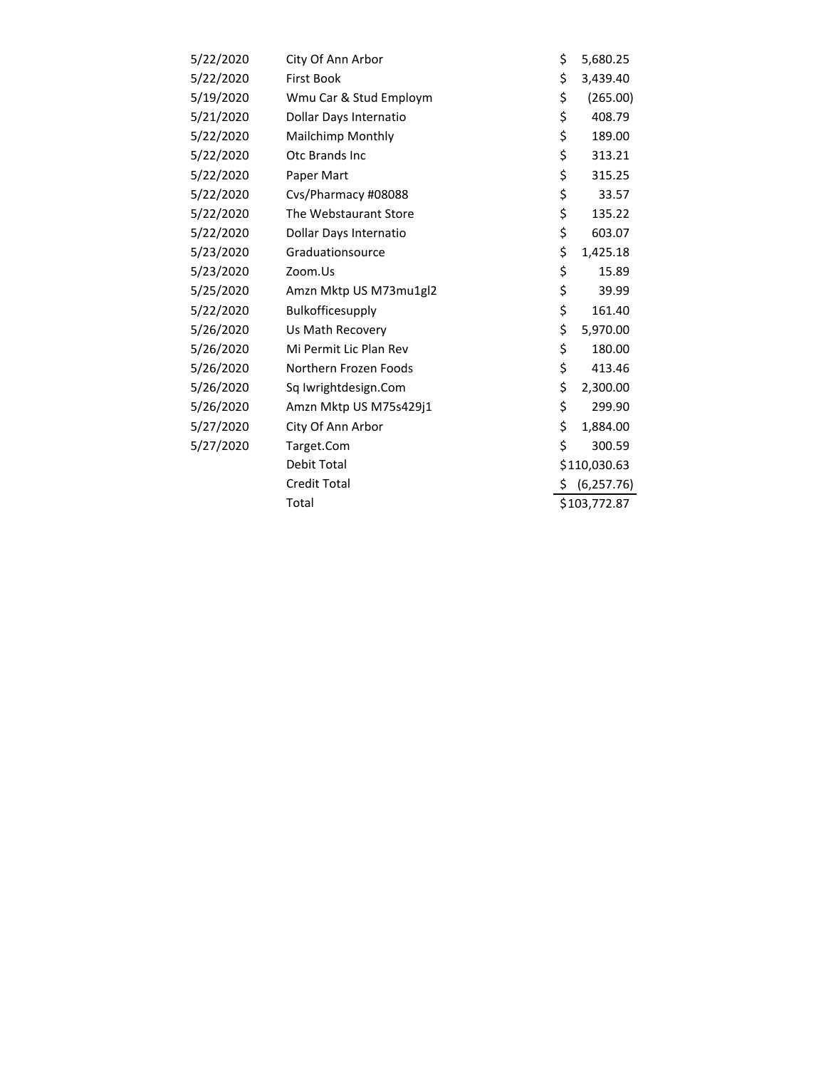| | | |
|---|---|---|
| 5/22/2020 | City Of Ann Arbor | $ 5,680.25 |
| 5/22/2020 | First Book | $ 3,439.40 |
| 5/19/2020 | Wmu Car & Stud Employm | $ (265.00) |
| 5/21/2020 | Dollar Days Internatio | $ 408.79 |
| 5/22/2020 | Mailchimp Monthly | $ 189.00 |
| 5/22/2020 | Otc Brands Inc | $ 313.21 |
| 5/22/2020 | Paper Mart | $ 315.25 |
| 5/22/2020 | Cvs/Pharmacy #08088 | $ 33.57 |
| 5/22/2020 | The Webstaurant Store | $ 135.22 |
| 5/22/2020 | Dollar Days Internatio | $ 603.07 |
| 5/23/2020 | Graduationsource | $ 1,425.18 |
| 5/23/2020 | Zoom.Us | $ 15.89 |
| 5/25/2020 | Amzn Mktp US M73mu1gl2 | $ 39.99 |
| 5/22/2020 | Bulkofficesupply | $ 161.40 |
| 5/26/2020 | Us Math Recovery | $ 5,970.00 |
| 5/26/2020 | Mi Permit Lic Plan Rev | $ 180.00 |
| 5/26/2020 | Northern Frozen Foods | $ 413.46 |
| 5/26/2020 | Sq Iwrightdesign.Com | $ 2,300.00 |
| 5/26/2020 | Amzn Mktp US M75s429j1 | $ 299.90 |
| 5/27/2020 | City Of Ann Arbor | $ 1,884.00 |
| 5/27/2020 | Target.Com | $ 300.59 |
| | Debit Total | $110,030.63 |
| | Credit Total | $ (6,257.76) |
| | Total | $103,772.87 |